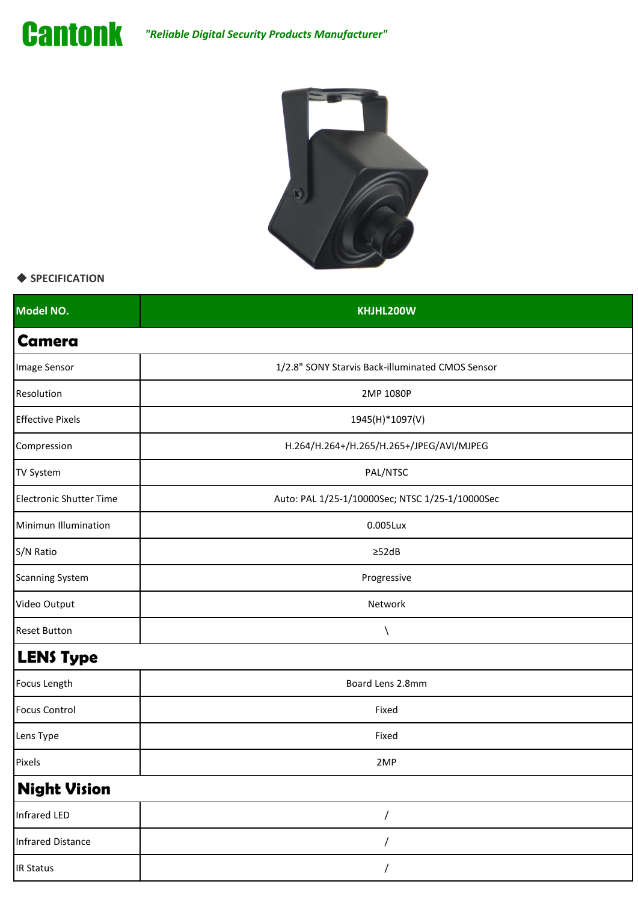# Cantonk

*"Reliable Digital Security Products Manufacturer"*

◆ **SPECIFICATION**

| Model NO. | KHJHL200W |
|---|---|
| **Camera** | |
| Image Sensor | 1/2.8" SONY Starvis Back-illuminated CMOS Sensor |
| Resolution | 2MP 1080P |
| Effective Pixels | 1945(H)*1097(V) |
| Compression | H.264/H.264+/H.265/H.265+/JPEG/AVI/MJPEG |
| TV System | PAL/NTSC |
| Electronic Shutter Time | Auto: PAL 1/25-1/10000Sec; NTSC 1/25-1/10000Sec |
| Minimun Illumination | 0.005Lux |
| S/N Ratio | ≥52dB |
| Scanning System | Progressive |
| Video Output | Network |
| Reset Button | \ |
| **LENS Type** | |
| Focus Length | Board Lens 2.8mm |
| Focus Control | Fixed |
| Lens Type | Fixed |
| Pixels | 2MP |
| **Night Vision** | |
| Infrared LED | / |
| Infrared Distance | / |
| IR Status | / |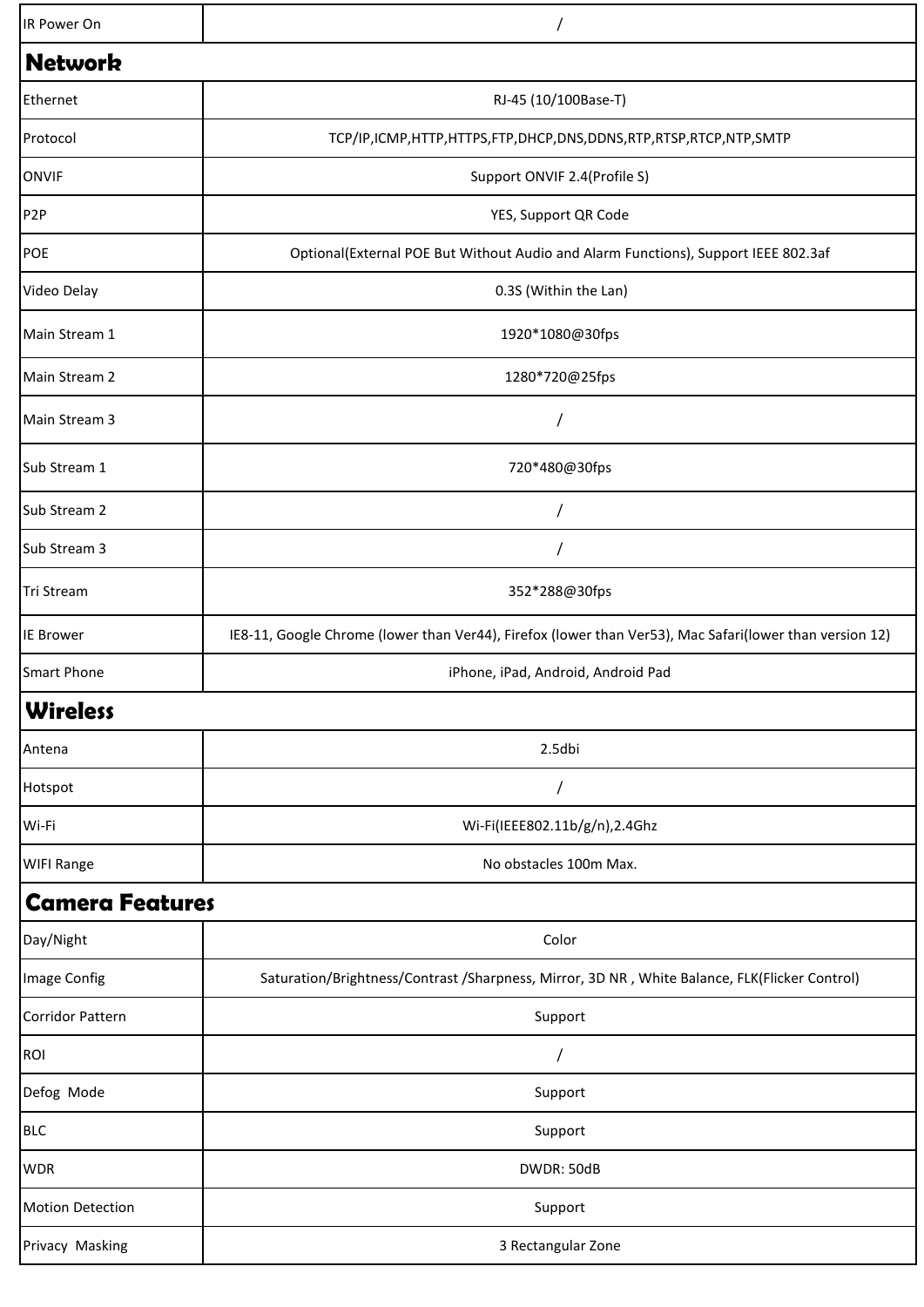| IR Power On | / |
|---|---|
| **Network** | |
| Ethernet | RJ-45 (10/100Base-T) |
| Protocol | TCP/IP,ICMP,HTTP,HTTPS,FTP,DHCP,DNS,DDNS,RTP,RTSP,RTCP,NTP,SMTP |
| ONVIF | Support ONVIF 2.4(Profile S) |
| P2P | YES, Support QR Code |
| POE | Optional(External POE But Without Audio and Alarm Functions), Support IEEE 802.3af |
| Video Delay | 0.3S (Within the Lan) |
| Main Stream 1 | 1920*1080@30fps |
| Main Stream 2 | 1280*720@25fps |
| Main Stream 3 | / |
| Sub Stream 1 | 720*480@30fps |
| Sub Stream 2 | / |
| Sub Stream 3 | / |
| Tri Stream | 352*288@30fps |
| IE Brower | IE8-11, Google Chrome (lower than Ver44), Firefox (lower than Ver53), Mac Safari(lower than version 12) |
| Smart Phone | iPhone, iPad, Android, Android Pad |
| **Wireless** | |
| Antena | 2.5dbi |
| Hotspot | / |
| Wi-Fi | Wi-Fi(IEEE802.11b/g/n),2.4Ghz |
| WIFI Range | No obstacles 100m Max. |
| **Camera Features** | |
| Day/Night | Color |
| Image Config | Saturation/Brightness/Contrast /Sharpness, Mirror, 3D NR , White Balance, FLK(Flicker Control) |
| Corridor Pattern | Support |
| ROI | / |
| Defog Mode | Support |
| BLC | Support |
| WDR | DWDR: 50dB |
| Motion Detection | Support |
| Privacy Masking | 3 Rectangular Zone |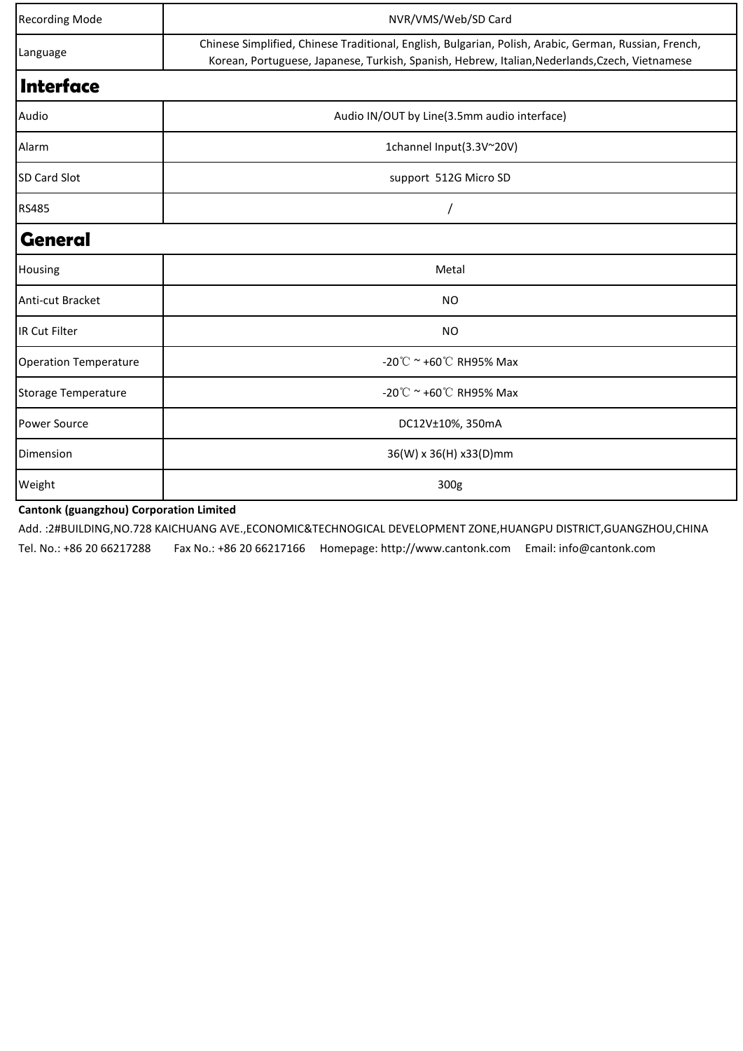| | |
|---|---|
| Recording Mode | NVR/VMS/Web/SD Card |
| Language | Chinese Simplified, Chinese Traditional, English, Bulgarian, Polish, Arabic, German, Russian, French, Korean, Portuguese, Japanese, Turkish, Spanish, Hebrew, Italian,Nederlands,Czech, Vietnamese |
| **Interface** | |
| Audio | Audio IN/OUT by Line(3.5mm audio interface) |
| Alarm | 1channel Input(3.3V~20V) |
| SD Card Slot | support 512G Micro SD |
| RS485 | / |
| **General** | |
| Housing | Metal |
| Anti-cut Bracket | NO |
| IR Cut Filter | NO |
| Operation Temperature | -20℃ ~ +60℃ RH95% Max |
| Storage Temperature | -20℃ ~ +60℃ RH95% Max |
| Power Source | DC12V±10%, 350mA |
| Dimension | 36(W) x 36(H) x33(D)mm |
| Weight | 300g |

**Cantonk (guangzhou) Corporation Limited**

Add. :2#BUILDING,NO.728 KAICHUANG AVE.,ECONOMIC&TECHNOGICAL DEVELOPMENT ZONE,HUANGPU DISTRICT,GUANGZHOU,CHINA

Tel. No.: +86 20 66217288 Fax No.: +86 20 66217166 Homepage: http://www.cantonk.com Email: info@cantonk.com